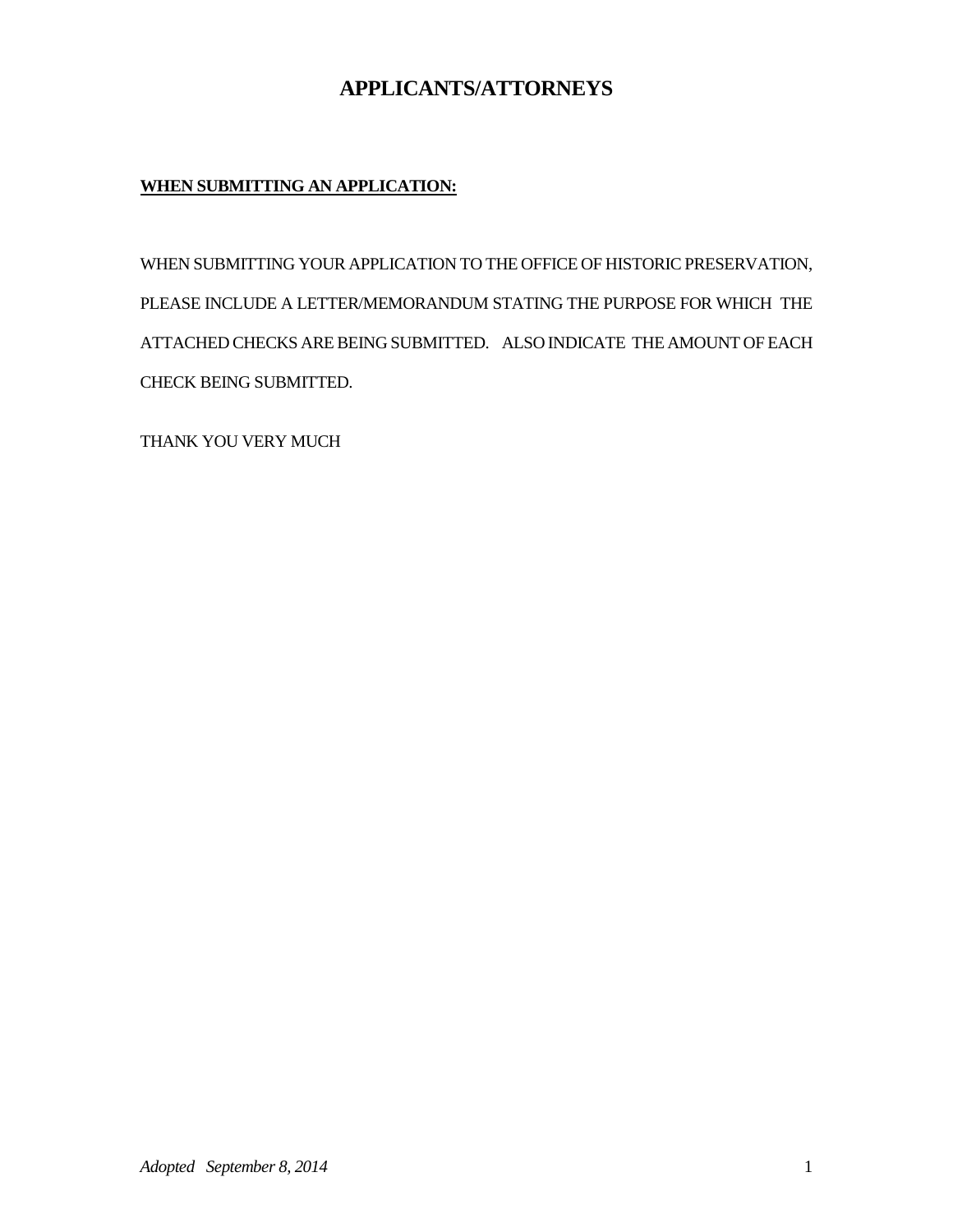# APPLICANTS/ATTORNEYS

**<u>WHEN SUBMITTING AN APPLICATION:</u>**

WHEN SUBMITTING YOUR APPLICATION TO THE OFFICE OF HISTORIC PRESERVATION, PLEASE INCLUDE A LETTER/MEMORANDUM STATING THE PURPOSE FOR WHICH THE ATTACHED CHECKS ARE BEING SUBMITTED. ALSO INDICATE THE AMOUNT OF EACH CHECK BEING SUBMITTED.

THANK YOU VERY MUCH

*Adopted September 8, 2014*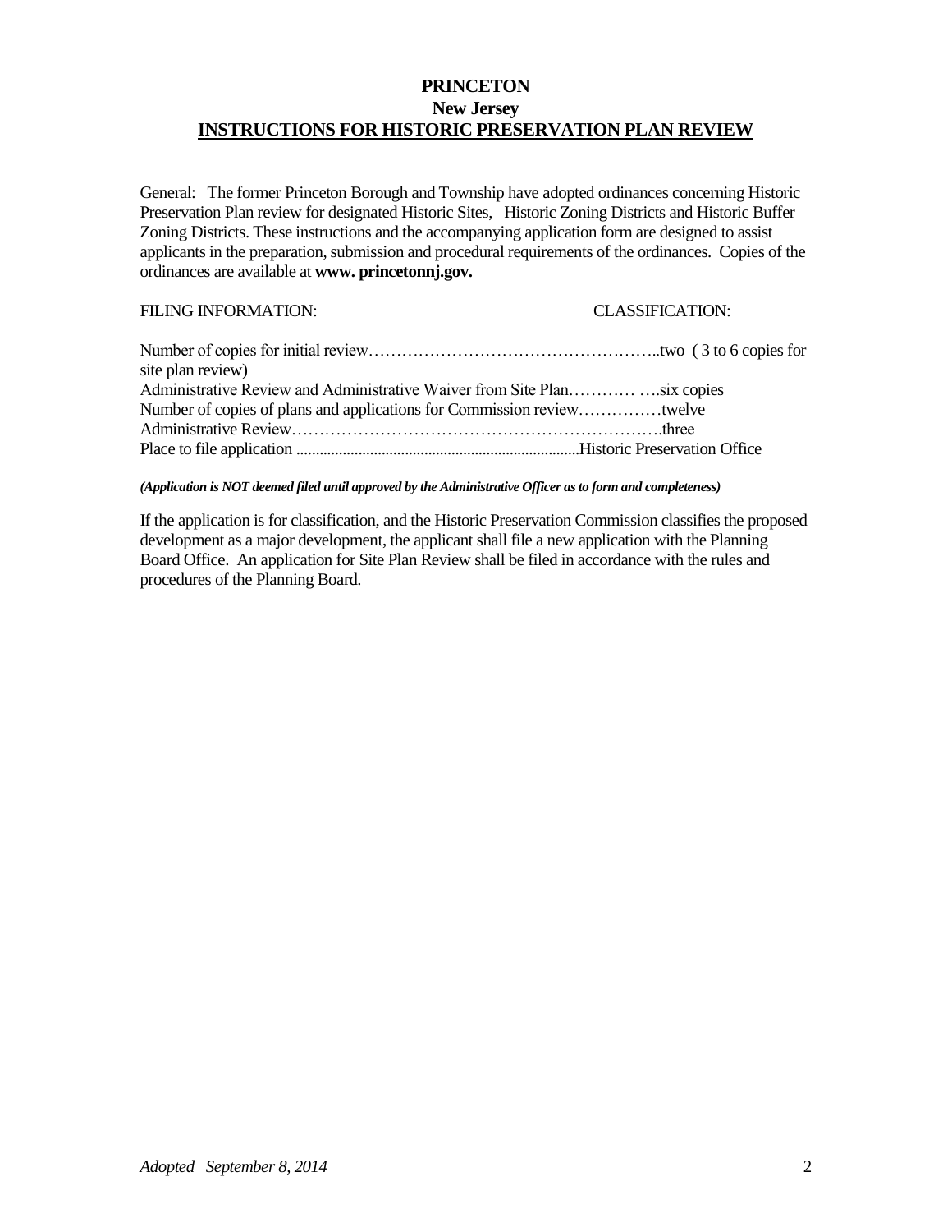# PRINCETON

## New Jersey

## INSTRUCTIONS FOR HISTORIC PRESERVATION PLAN REVIEW

General: The former Princeton Borough and Township have adopted ordinances concerning Historic Preservation Plan review for designated Historic Sites, Historic Zoning Districts and Historic Buffer Zoning Districts. These instructions and the accompanying application form are designed to assist applicants in the preparation, submission and procedural requirements of the ordinances. Copies of the ordinances are available at **www. princetonnj.gov.**

FILING INFORMATION: CLASSIFICATION:

Number of copies for initial review……………………………………………..two ( 3 to 6 copies for site plan review)
Administrative Review and Administrative Waiver from Site Plan………… ….six copies
Number of copies of plans and applications for Commission review……………twelve
Administrative Review………………………………………………………….three
Place to file application .........................................................................Historic Preservation Office

***(Application is NOT deemed filed until approved by the Administrative Officer as to form and completeness)***

If the application is for classification, and the Historic Preservation Commission classifies the proposed development as a major development, the applicant shall file a new application with the Planning Board Office. An application for Site Plan Review shall be filed in accordance with the rules and procedures of the Planning Board.

*Adopted September 8, 2014*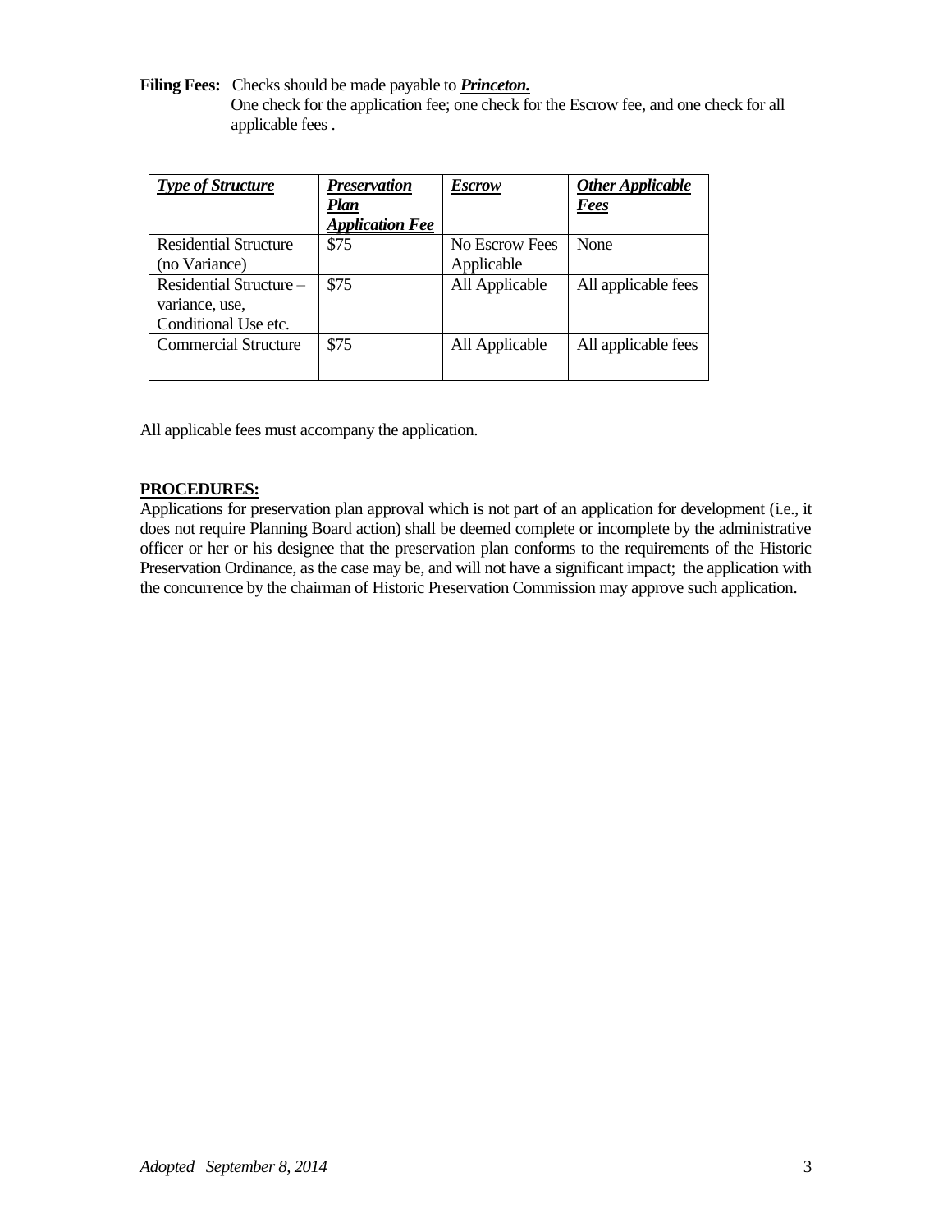**Filing Fees:** Checks should be made payable to ***Princeton.***
One check for the application fee; one check for the Escrow fee, and one check for all applicable fees .

| ***Type of Structure*** | ***Preservation Plan Application Fee*** | ***Escrow*** | ***Other Applicable Fees*** |
|---|---|---|---|
| Residential Structure (no Variance) | $75 | No Escrow Fees Applicable | None |
| Residential Structure – variance, use, Conditional Use etc. | $75 | All Applicable | All applicable fees |
| Commercial Structure | $75 | All Applicable | All applicable fees |

All applicable fees must accompany the application.

**PROCEDURES:**

Applications for preservation plan approval which is not part of an application for development (i.e., it does not require Planning Board action) shall be deemed complete or incomplete by the administrative officer or her or his designee that the preservation plan conforms to the requirements of the Historic Preservation Ordinance, as the case may be, and will not have a significant impact; the application with the concurrence by the chairman of Historic Preservation Commission may approve such application.

*Adopted September 8, 2014*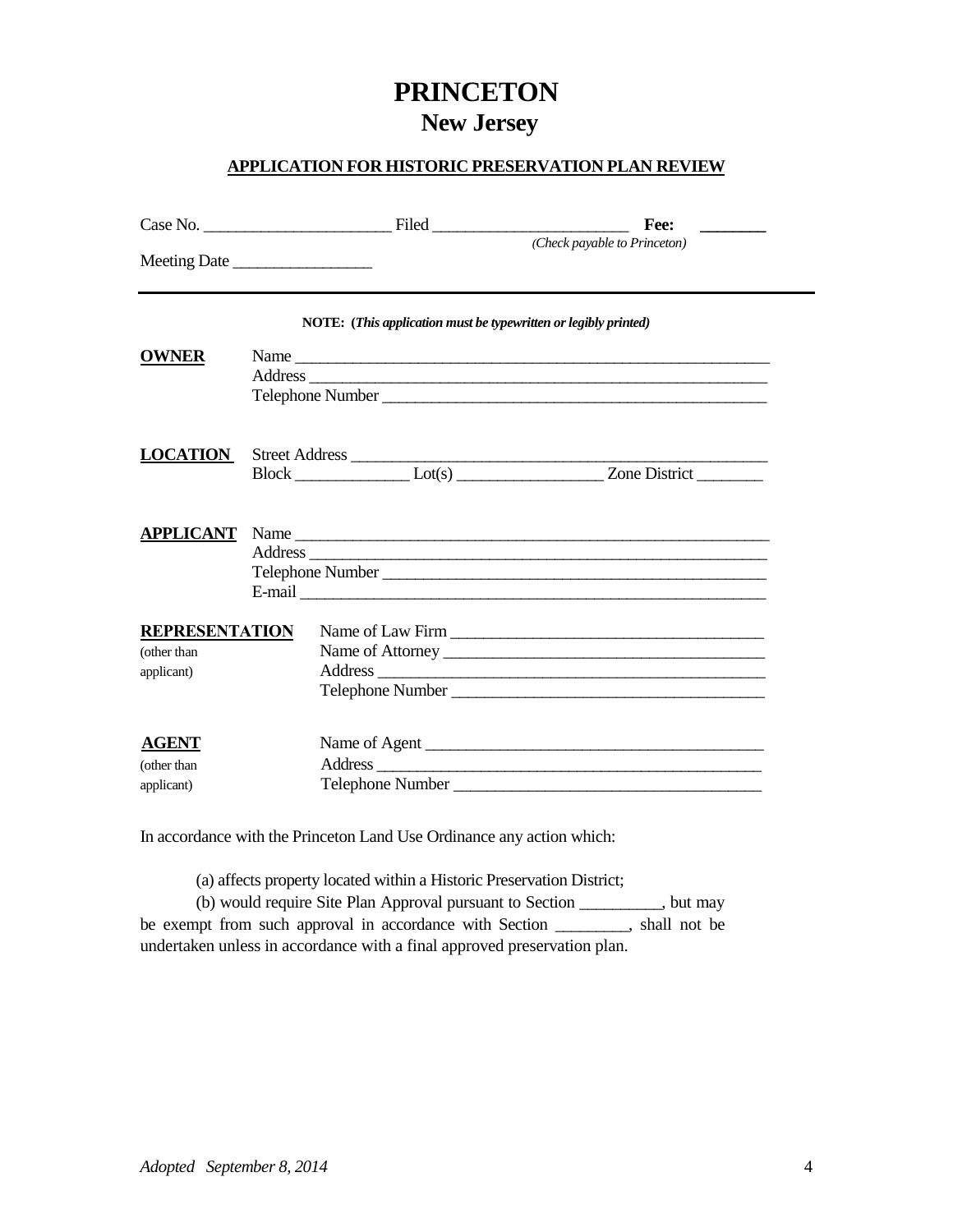# PRINCETON
## New Jersey

**APPLICATION FOR HISTORIC PRESERVATION PLAN REVIEW**

Case No. _______________________ Filed ________________________ **Fee:** ________
*(Check payable to Princeton)*

Meeting Date _________________

---

**NOTE: (*This application must be typewritten or legibly printed*)**

**OWNER**
Name ___________________________________________________________
Address _________________________________________________________
Telephone Number _______________________________________________

**LOCATION**
Street Address ___________________________________________________
Block ______________ Lot(s) _________________ Zone District ________

**APPLICANT**
Name ___________________________________________________________
Address _________________________________________________________
Telephone Number _______________________________________________
E-mail __________________________________________________________

**REPRESENTATION** (other than applicant)
Name of Law Firm _____________________________________
Name of Attorney ______________________________________
Address _____________________________________________
Telephone Number _____________________________________

**AGENT** (other than applicant)
Name of Agent _________________________________________
Address _____________________________________________
Telephone Number _____________________________________

In accordance with the Princeton Land Use Ordinance any action which:

(a) affects property located within a Historic Preservation District;

(b) would require Site Plan Approval pursuant to Section __________, but may be exempt from such approval in accordance with Section _________, shall not be undertaken unless in accordance with a final approved preservation plan.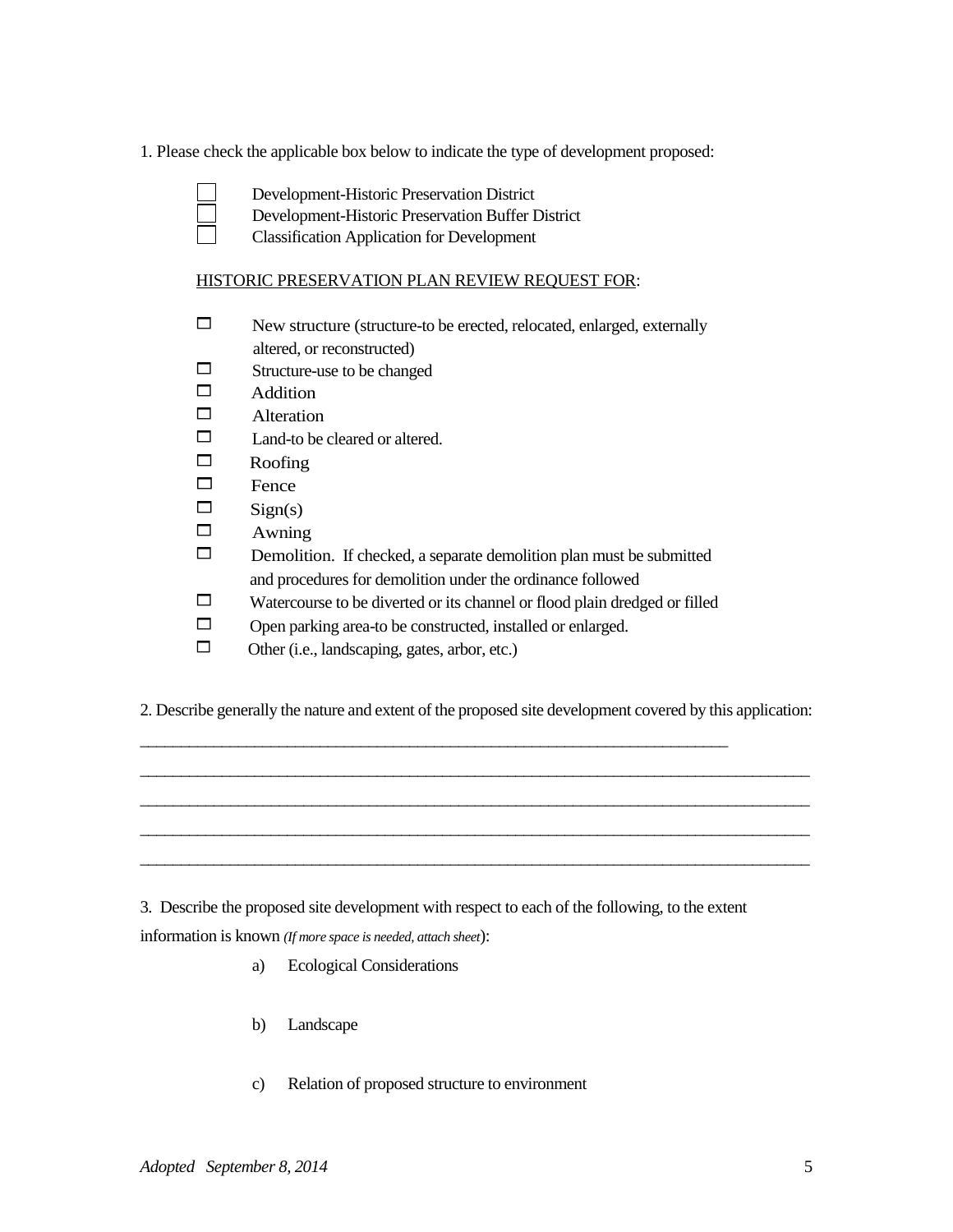1. Please check the applicable box below to indicate the type of development proposed:

- ☐ Development-Historic Preservation District
- ☐ Development-Historic Preservation Buffer District
- ☐ Classification Application for Development

<u>HISTORIC PRESERVATION PLAN REVIEW REQUEST FOR</u>:

- ☐ New structure (structure-to be erected, relocated, enlarged, externally altered, or reconstructed)
- ☐ Structure-use to be changed
- ☐ Addition
- ☐ Alteration
- ☐ Land-to be cleared or altered.
- ☐ Roofing
- ☐ Fence
- ☐ Sign(s)
- ☐ Awning
- ☐ Demolition. If checked, a separate demolition plan must be submitted and procedures for demolition under the ordinance followed
- ☐ Watercourse to be diverted or its channel or flood plain dredged or filled
- ☐ Open parking area-to be constructed, installed or enlarged.
- ☐ Other (i.e., landscaping, gates, arbor, etc.)

2. Describe generally the nature and extent of the proposed site development covered by this application:

______________________________________________________________________

______________________________________________________________________

______________________________________________________________________

______________________________________________________________________

______________________________________________________________________

3. Describe the proposed site development with respect to each of the following, to the extent information is known *(If more space is needed, attach sheet)*:

a) Ecological Considerations

b) Landscape

c) Relation of proposed structure to environment

*Adopted September 8, 2014*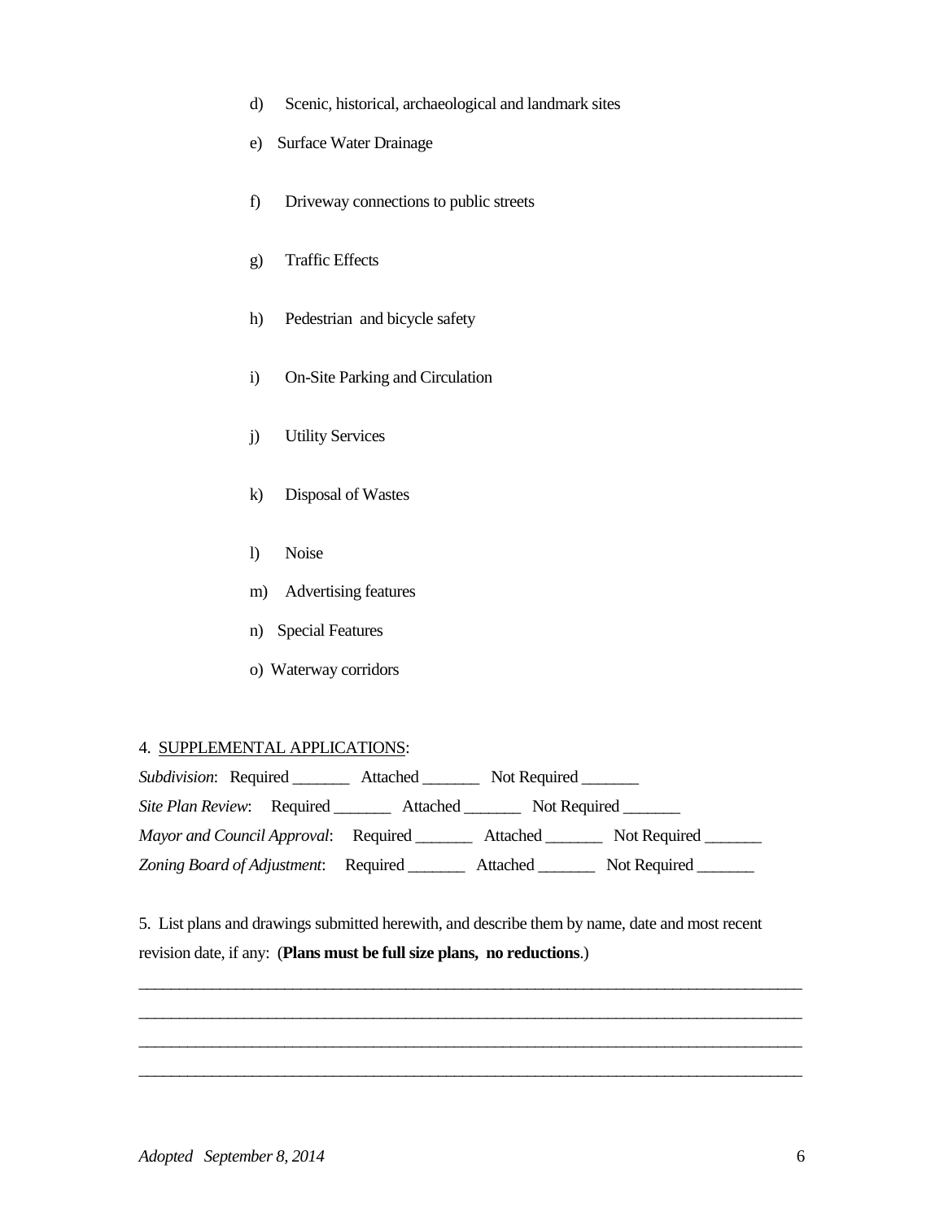d) Scenic, historical, archaeological and landmark sites

e) Surface Water Drainage

f) Driveway connections to public streets

g) Traffic Effects

h) Pedestrian and bicycle safety

i) On-Site Parking and Circulation

j) Utility Services

k) Disposal of Wastes

l) Noise

m) Advertising features

n) Special Features

o) Waterway corridors

4. SUPPLEMENTAL APPLICATIONS:

*Subdivision*: Required _______ Attached _______ Not Required _______

*Site Plan Review*: Required _______ Attached _______ Not Required _______

*Mayor and Council Approval*: Required _______ Attached _______ Not Required _______

*Zoning Board of Adjustment*: Required _______ Attached _______ Not Required _______

5. List plans and drawings submitted herewith, and describe them by name, date and most recent revision date, if any: (**Plans must be full size plans, no reductions**.)

_____________________________________________________________________________________

_____________________________________________________________________________________

_____________________________________________________________________________________

_____________________________________________________________________________________

*Adopted September 8, 2014*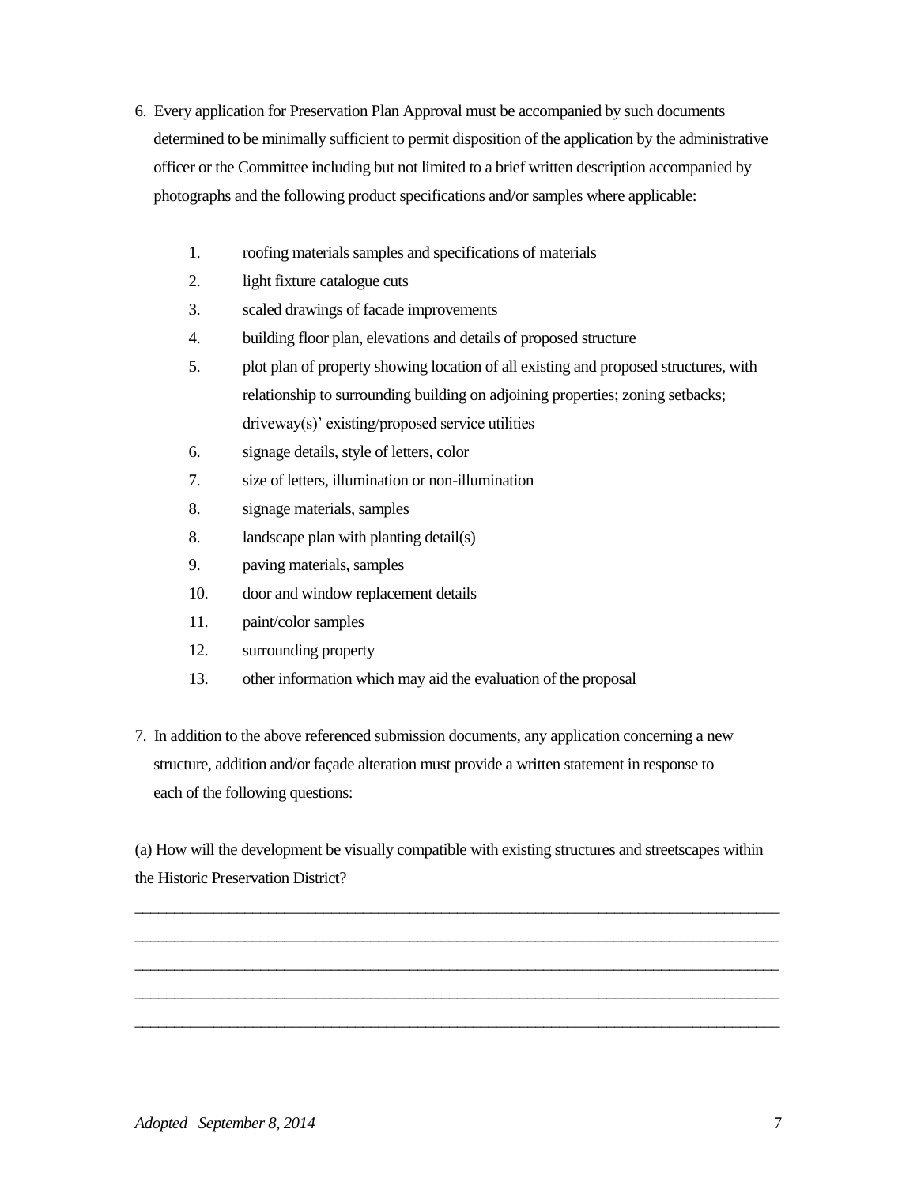6. Every application for Preservation Plan Approval must be accompanied by such documents determined to be minimally sufficient to permit disposition of the application by the administrative officer or the Committee including but not limited to a brief written description accompanied by photographs and the following product specifications and/or samples where applicable:

   1. roofing materials samples and specifications of materials
   2. light fixture catalogue cuts
   3. scaled drawings of facade improvements
   4. building floor plan, elevations and details of proposed structure
   5. plot plan of property showing location of all existing and proposed structures, with relationship to surrounding building on adjoining properties; zoning setbacks; driveway(s)' existing/proposed service utilities
   6. signage details, style of letters, color
   7. size of letters, illumination or non-illumination
   8. signage materials, samples
   8. landscape plan with planting detail(s)
   9. paving materials, samples
   10. door and window replacement details
   11. paint/color samples
   12. surrounding property
   13. other information which may aid the evaluation of the proposal

7. In addition to the above referenced submission documents, any application concerning a new structure, addition and/or façade alteration must provide a written statement in response to each of the following questions:

(a) How will the development be visually compatible with existing structures and streetscapes within the Historic Preservation District?

_______________________________________________________________________________

_______________________________________________________________________________

_______________________________________________________________________________

_______________________________________________________________________________

_______________________________________________________________________________

*Adopted September 8, 2014*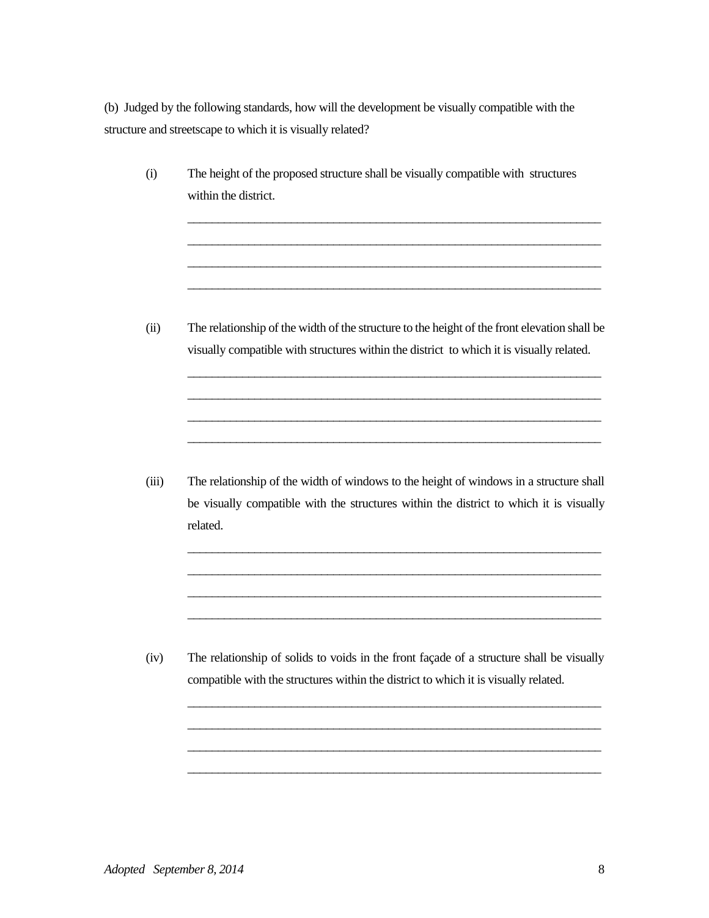(b) Judged by the following standards, how will the development be visually compatible with the structure and streetscape to which it is visually related?

(i) The height of the proposed structure shall be visually compatible with structures within the district.

______________________________________________________________________
______________________________________________________________________
______________________________________________________________________
______________________________________________________________________

(ii) The relationship of the width of the structure to the height of the front elevation shall be visually compatible with structures within the district to which it is visually related.

______________________________________________________________________
______________________________________________________________________
______________________________________________________________________
______________________________________________________________________

(iii) The relationship of the width of windows to the height of windows in a structure shall be visually compatible with the structures within the district to which it is visually related.

______________________________________________________________________
______________________________________________________________________
______________________________________________________________________
______________________________________________________________________

(iv) The relationship of solids to voids in the front façade of a structure shall be visually compatible with the structures within the district to which it is visually related.

______________________________________________________________________
______________________________________________________________________
______________________________________________________________________
______________________________________________________________________

*Adopted September 8, 2014*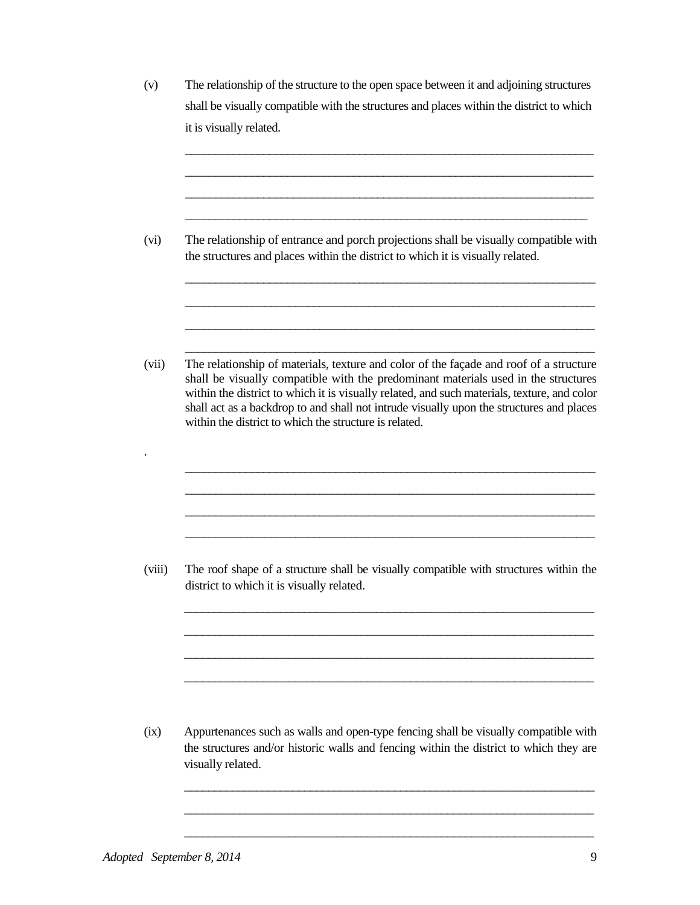(v) The relationship of the structure to the open space between it and adjoining structures shall be visually compatible with the structures and places within the district to which it is visually related.

______________________________________________________________________

______________________________________________________________________

______________________________________________________________________

______________________________________________________________________

(vi) The relationship of entrance and porch projections shall be visually compatible with the structures and places within the district to which it is visually related.

______________________________________________________________________

______________________________________________________________________

______________________________________________________________________

______________________________________________________________________

(vii) The relationship of materials, texture and color of the façade and roof of a structure shall be visually compatible with the predominant materials used in the structures within the district to which it is visually related, and such materials, texture, and color shall act as a backdrop to and shall not intrude visually upon the structures and places within the district to which the structure is related.

.

______________________________________________________________________

______________________________________________________________________

______________________________________________________________________

______________________________________________________________________

(viii) The roof shape of a structure shall be visually compatible with structures within the district to which it is visually related.

______________________________________________________________________

______________________________________________________________________

______________________________________________________________________

______________________________________________________________________

(ix) Appurtenances such as walls and open-type fencing shall be visually compatible with the structures and/or historic walls and fencing within the district to which they are visually related.

______________________________________________________________________

______________________________________________________________________

______________________________________________________________________

*Adopted September 8, 2014*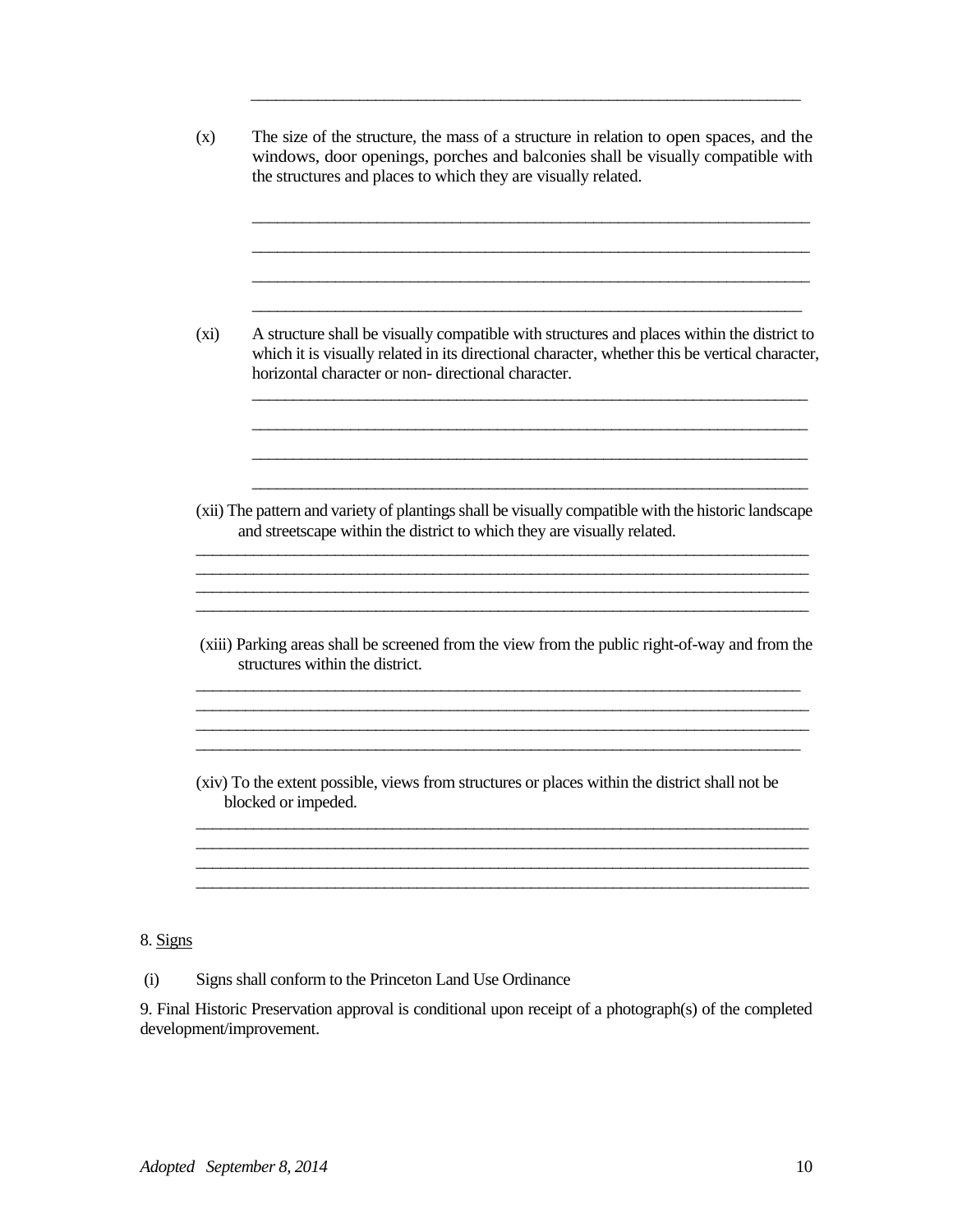______________________________________________________________________

(x) The size of the structure, the mass of a structure in relation to open spaces, and the windows, door openings, porches and balconies shall be visually compatible with the structures and places to which they are visually related.

______________________________________________________________________

______________________________________________________________________

______________________________________________________________________

______________________________________________________________________

(xi) A structure shall be visually compatible with structures and places within the district to which it is visually related in its directional character, whether this be vertical character, horizontal character or non- directional character.

______________________________________________________________________

______________________________________________________________________

______________________________________________________________________

______________________________________________________________________

(xii) The pattern and variety of plantings shall be visually compatible with the historic landscape and streetscape within the district to which they are visually related.

______________________________________________________________________
______________________________________________________________________
______________________________________________________________________
______________________________________________________________________

(xiii) Parking areas shall be screened from the view from the public right-of-way and from the structures within the district.

______________________________________________________________________
______________________________________________________________________
______________________________________________________________________
______________________________________________________________________

(xiv) To the extent possible, views from structures or places within the district shall not be blocked or impeded.

______________________________________________________________________
______________________________________________________________________
______________________________________________________________________
______________________________________________________________________

8. Signs

(i) Signs shall conform to the Princeton Land Use Ordinance

9. Final Historic Preservation approval is conditional upon receipt of a photograph(s) of the completed development/improvement.

*Adopted September 8, 2014*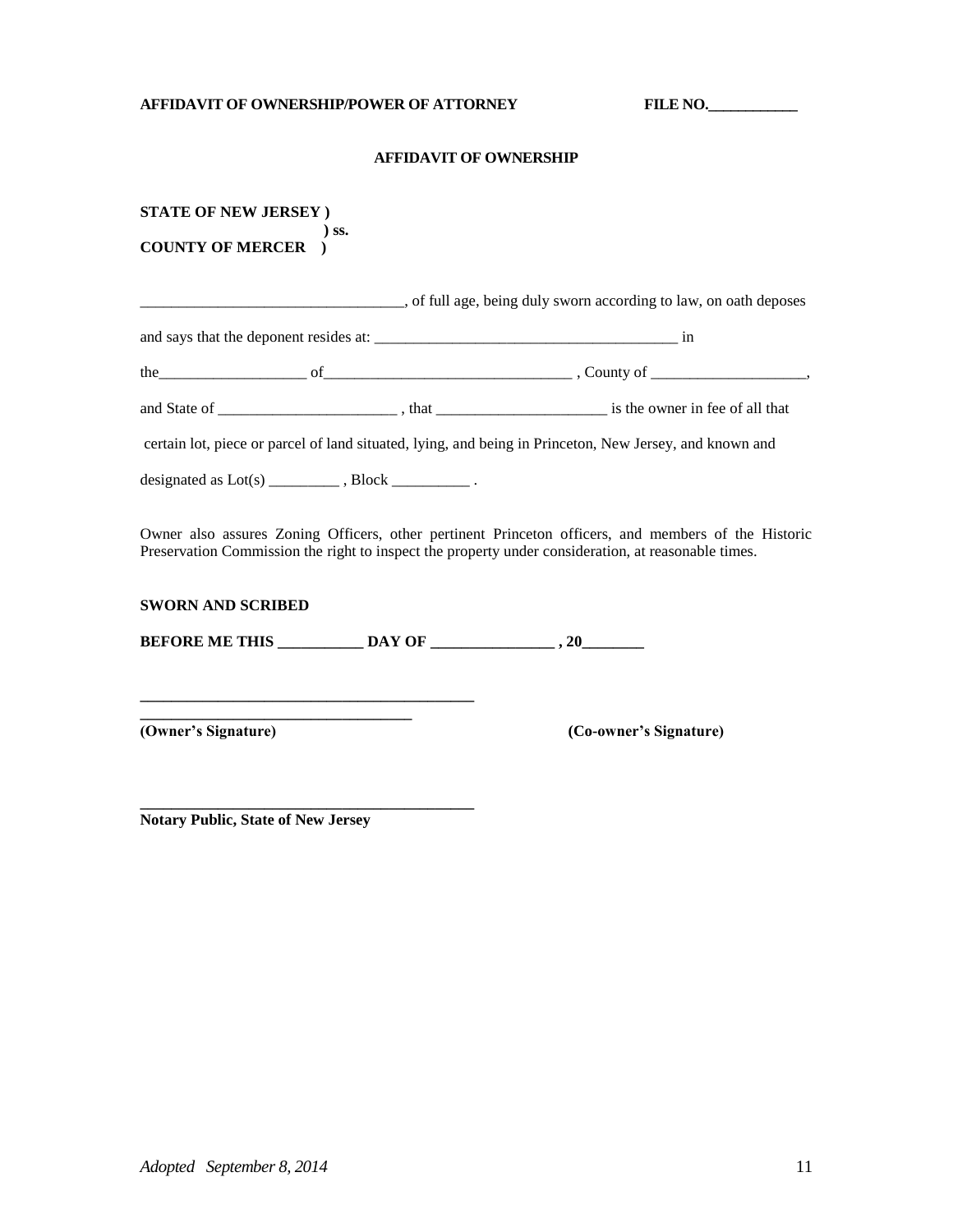**AFFIDAVIT OF OWNERSHIP/POWER OF ATTORNEY** **FILE NO.\_\_\_\_\_\_\_\_\_\_\_\_**

## AFFIDAVIT OF OWNERSHIP

**STATE OF NEW JERSEY )**
**) ss.**
**COUNTY OF MERCER )**

\_\_\_\_\_\_\_\_\_\_\_\_\_\_\_\_\_\_\_\_\_\_\_\_\_\_\_\_\_\_\_\_\_\_, of full age, being duly sworn according to law, on oath deposes and says that the deponent resides at: \_\_\_\_\_\_\_\_\_\_\_\_\_\_\_\_\_\_\_\_\_\_\_\_\_\_\_\_\_\_\_\_\_\_\_\_\_\_\_\_ in the\_\_\_\_\_\_\_\_\_\_\_\_\_\_\_\_\_\_\_ of\_\_\_\_\_\_\_\_\_\_\_\_\_\_\_\_\_\_\_\_\_\_\_\_\_\_\_\_\_\_\_\_ , County of \_\_\_\_\_\_\_\_\_\_\_\_\_\_\_\_\_\_\_\_, and State of \_\_\_\_\_\_\_\_\_\_\_\_\_\_\_\_\_\_\_\_\_\_\_ , that \_\_\_\_\_\_\_\_\_\_\_\_\_\_\_\_\_\_\_\_\_\_ is the owner in fee of all that certain lot, piece or parcel of land situated, lying, and being in Princeton, New Jersey, and known and designated as Lot(s) \_\_\_\_\_\_\_\_\_ , Block \_\_\_\_\_\_\_\_\_\_ .

Owner also assures Zoning Officers, other pertinent Princeton officers, and members of the Historic Preservation Commission the right to inspect the property under consideration, at reasonable times.

**SWORN AND SCRIBED**

**BEFORE ME THIS \_\_\_\_\_\_\_\_\_\_\_ DAY OF \_\_\_\_\_\_\_\_\_\_\_\_\_\_\_\_ , 20\_\_\_\_\_\_\_\_**

**\_\_\_\_\_\_\_\_\_\_\_\_\_\_\_\_\_\_\_\_\_\_\_\_\_\_\_\_\_\_\_\_\_\_\_\_\_\_\_\_\_\_\_**

**\_\_\_\_\_\_\_\_\_\_\_\_\_\_\_\_\_\_\_\_\_\_\_\_\_\_\_\_\_\_\_\_\_\_\_**

**(Owner's Signature)** **(Co-owner's Signature)**

**\_\_\_\_\_\_\_\_\_\_\_\_\_\_\_\_\_\_\_\_\_\_\_\_\_\_\_\_\_\_\_\_\_\_\_\_\_\_\_\_\_\_\_**

**Notary Public, State of New Jersey**

*Adopted September 8, 2014*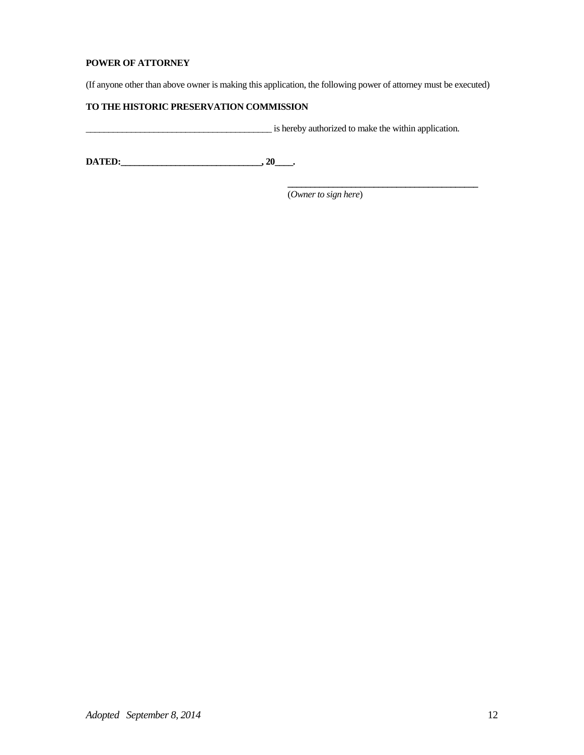**POWER OF ATTORNEY**

(If anyone other than above owner is making this application, the following power of attorney must be executed)

**TO THE HISTORIC PRESERVATION COMMISSION**

__________________________________________ is hereby authorized to make the within application.

**DATED:________________________________, 20____.**

__________________________________________
(*Owner to sign here*)

*Adopted September 8, 2014*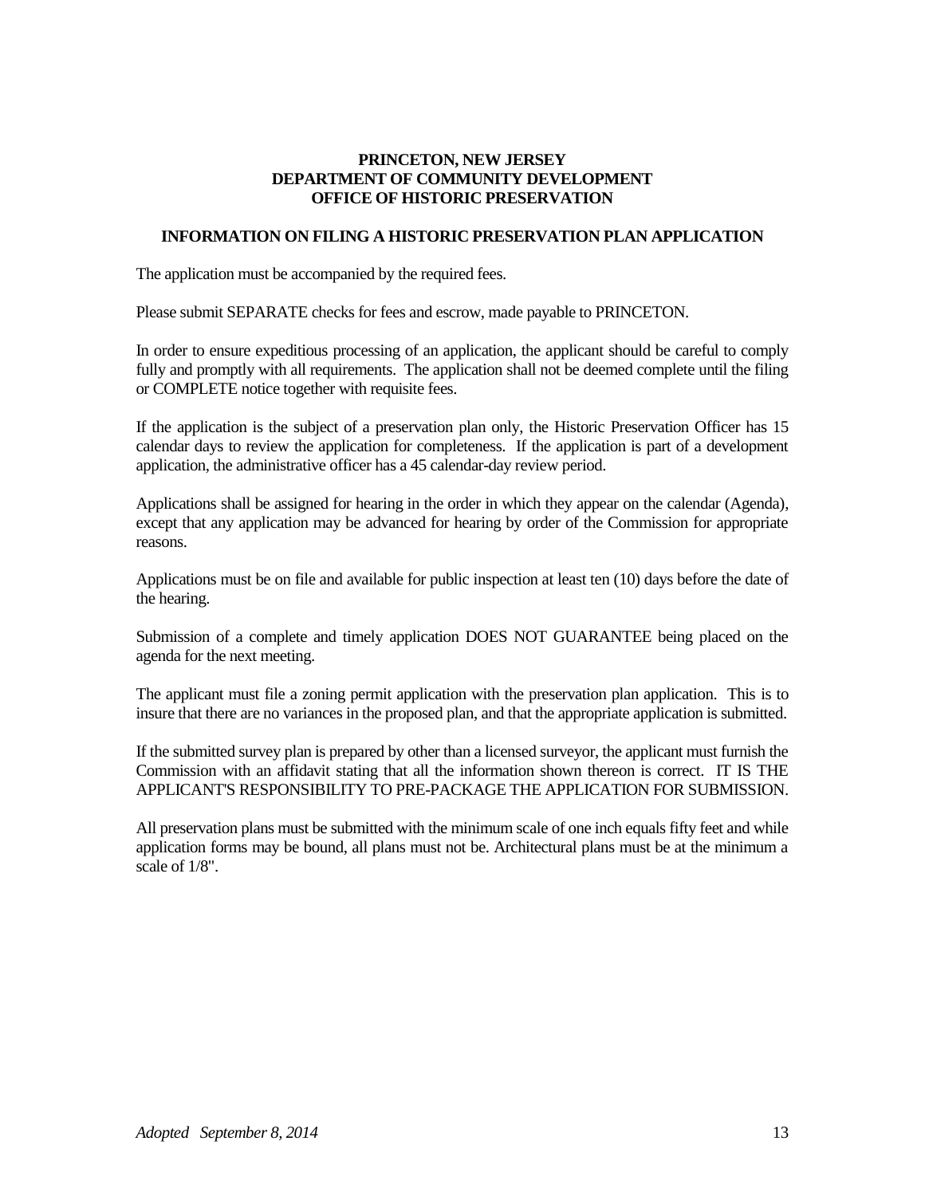**PRINCETON, NEW JERSEY**
**DEPARTMENT OF COMMUNITY DEVELOPMENT**
**OFFICE OF HISTORIC PRESERVATION**

## INFORMATION ON FILING A HISTORIC PRESERVATION PLAN APPLICATION

The application must be accompanied by the required fees.

Please submit SEPARATE checks for fees and escrow, made payable to PRINCETON.

In order to ensure expeditious processing of an application, the applicant should be careful to comply fully and promptly with all requirements. The application shall not be deemed complete until the filing or COMPLETE notice together with requisite fees.

If the application is the subject of a preservation plan only, the Historic Preservation Officer has 15 calendar days to review the application for completeness. If the application is part of a development application, the administrative officer has a 45 calendar-day review period.

Applications shall be assigned for hearing in the order in which they appear on the calendar (Agenda), except that any application may be advanced for hearing by order of the Commission for appropriate reasons.

Applications must be on file and available for public inspection at least ten (10) days before the date of the hearing.

Submission of a complete and timely application DOES NOT GUARANTEE being placed on the agenda for the next meeting.

The applicant must file a zoning permit application with the preservation plan application. This is to insure that there are no variances in the proposed plan, and that the appropriate application is submitted.

If the submitted survey plan is prepared by other than a licensed surveyor, the applicant must furnish the Commission with an affidavit stating that all the information shown thereon is correct. IT IS THE APPLICANT'S RESPONSIBILITY TO PRE-PACKAGE THE APPLICATION FOR SUBMISSION.

All preservation plans must be submitted with the minimum scale of one inch equals fifty feet and while application forms may be bound, all plans must not be. Architectural plans must be at the minimum a scale of 1/8".

*Adopted September 8, 2014*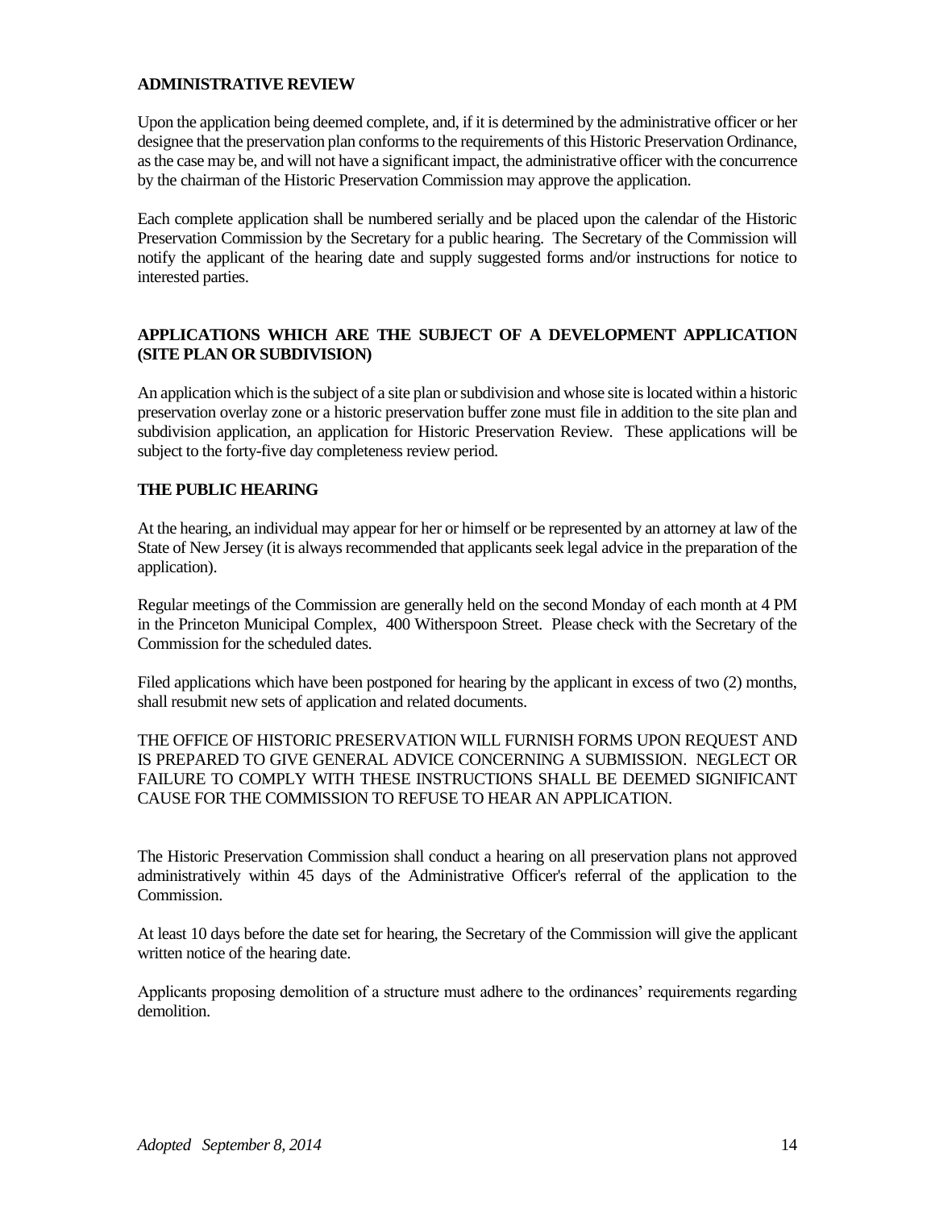**ADMINISTRATIVE REVIEW**

Upon the application being deemed complete, and, if it is determined by the administrative officer or her designee that the preservation plan conforms to the requirements of this Historic Preservation Ordinance, as the case may be, and will not have a significant impact, the administrative officer with the concurrence by the chairman of the Historic Preservation Commission may approve the application.

Each complete application shall be numbered serially and be placed upon the calendar of the Historic Preservation Commission by the Secretary for a public hearing. The Secretary of the Commission will notify the applicant of the hearing date and supply suggested forms and/or instructions for notice to interested parties.

**APPLICATIONS WHICH ARE THE SUBJECT OF A DEVELOPMENT APPLICATION (SITE PLAN OR SUBDIVISION)**

An application which is the subject of a site plan or subdivision and whose site is located within a historic preservation overlay zone or a historic preservation buffer zone must file in addition to the site plan and subdivision application, an application for Historic Preservation Review. These applications will be subject to the forty-five day completeness review period.

**THE PUBLIC HEARING**

At the hearing, an individual may appear for her or himself or be represented by an attorney at law of the State of New Jersey (it is always recommended that applicants seek legal advice in the preparation of the application).

Regular meetings of the Commission are generally held on the second Monday of each month at 4 PM in the Princeton Municipal Complex, 400 Witherspoon Street. Please check with the Secretary of the Commission for the scheduled dates.

Filed applications which have been postponed for hearing by the applicant in excess of two (2) months, shall resubmit new sets of application and related documents.

THE OFFICE OF HISTORIC PRESERVATION WILL FURNISH FORMS UPON REQUEST AND IS PREPARED TO GIVE GENERAL ADVICE CONCERNING A SUBMISSION. NEGLECT OR FAILURE TO COMPLY WITH THESE INSTRUCTIONS SHALL BE DEEMED SIGNIFICANT CAUSE FOR THE COMMISSION TO REFUSE TO HEAR AN APPLICATION.

The Historic Preservation Commission shall conduct a hearing on all preservation plans not approved administratively within 45 days of the Administrative Officer's referral of the application to the Commission.

At least 10 days before the date set for hearing, the Secretary of the Commission will give the applicant written notice of the hearing date.

Applicants proposing demolition of a structure must adhere to the ordinances' requirements regarding demolition.